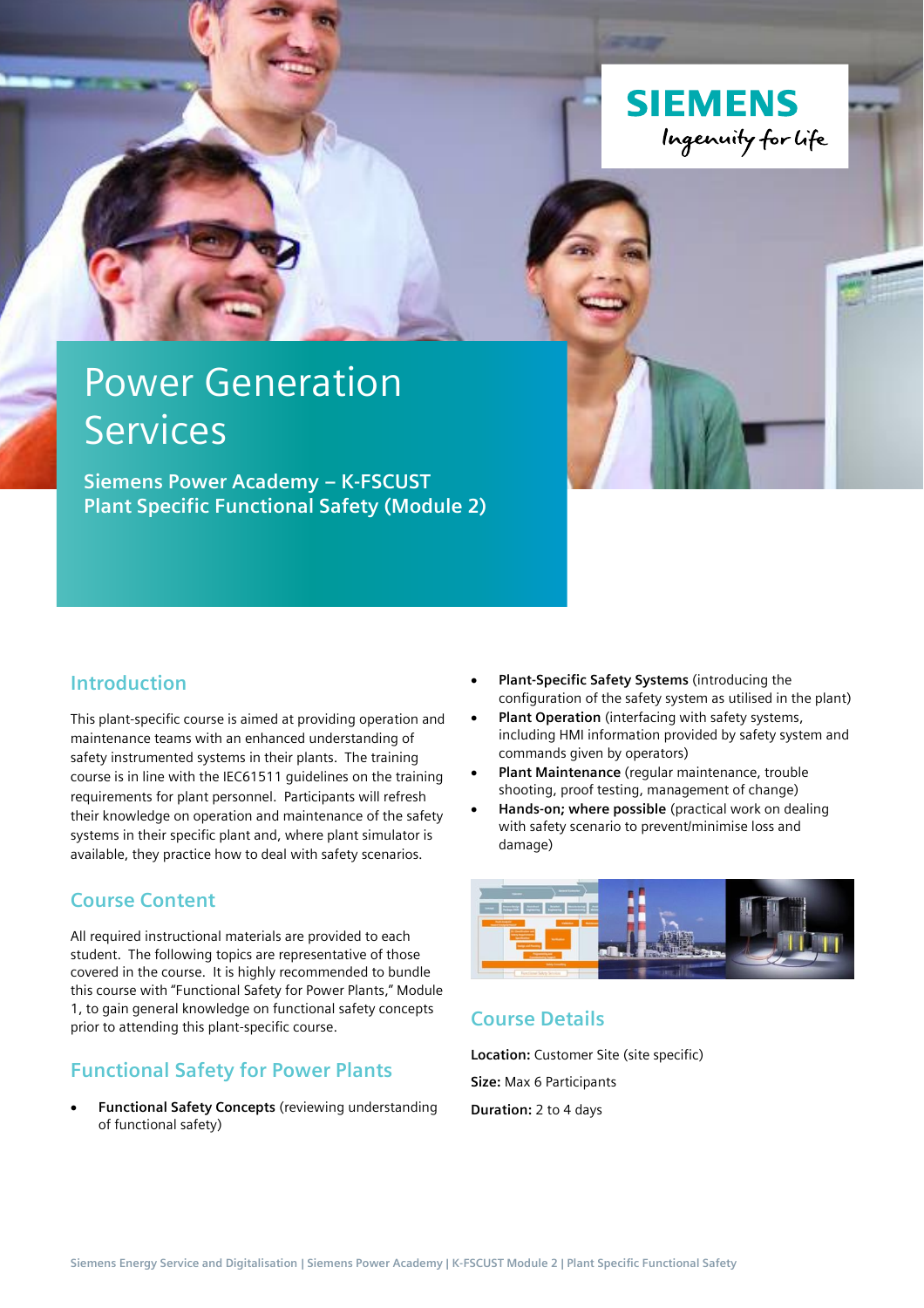SIEMENS
Ingenuity for life

# Power Generation Services

**Siemens Power Academy – K-FSCUST**
**Plant Specific Functional Safety (Module 2)**

## Introduction

This plant-specific course is aimed at providing operation and maintenance teams with an enhanced understanding of safety instrumented systems in their plants. The training course is in line with the IEC61511 guidelines on the training requirements for plant personnel. Participants will refresh their knowledge on operation and maintenance of the safety systems in their specific plant and, where plant simulator is available, they practice how to deal with safety scenarios.

## Course Content

All required instructional materials are provided to each student. The following topics are representative of those covered in the course. It is highly recommended to bundle this course with "Functional Safety for Power Plants," Module 1, to gain general knowledge on functional safety concepts prior to attending this plant-specific course.

## Functional Safety for Power Plants

- **Functional Safety Concepts** (reviewing understanding of functional safety)
- **Plant-Specific Safety Systems** (introducing the configuration of the safety system as utilised in the plant)
- **Plant Operation** (interfacing with safety systems, including HMI information provided by safety system and commands given by operators)
- **Plant Maintenance** (regular maintenance, trouble shooting, proof testing, management of change)
- **Hands-on; where possible** (practical work on dealing with safety scenario to prevent/minimise loss and damage)

## Course Details

**Location:** Customer Site (site specific)

**Size:** Max 6 Participants

**Duration:** 2 to 4 days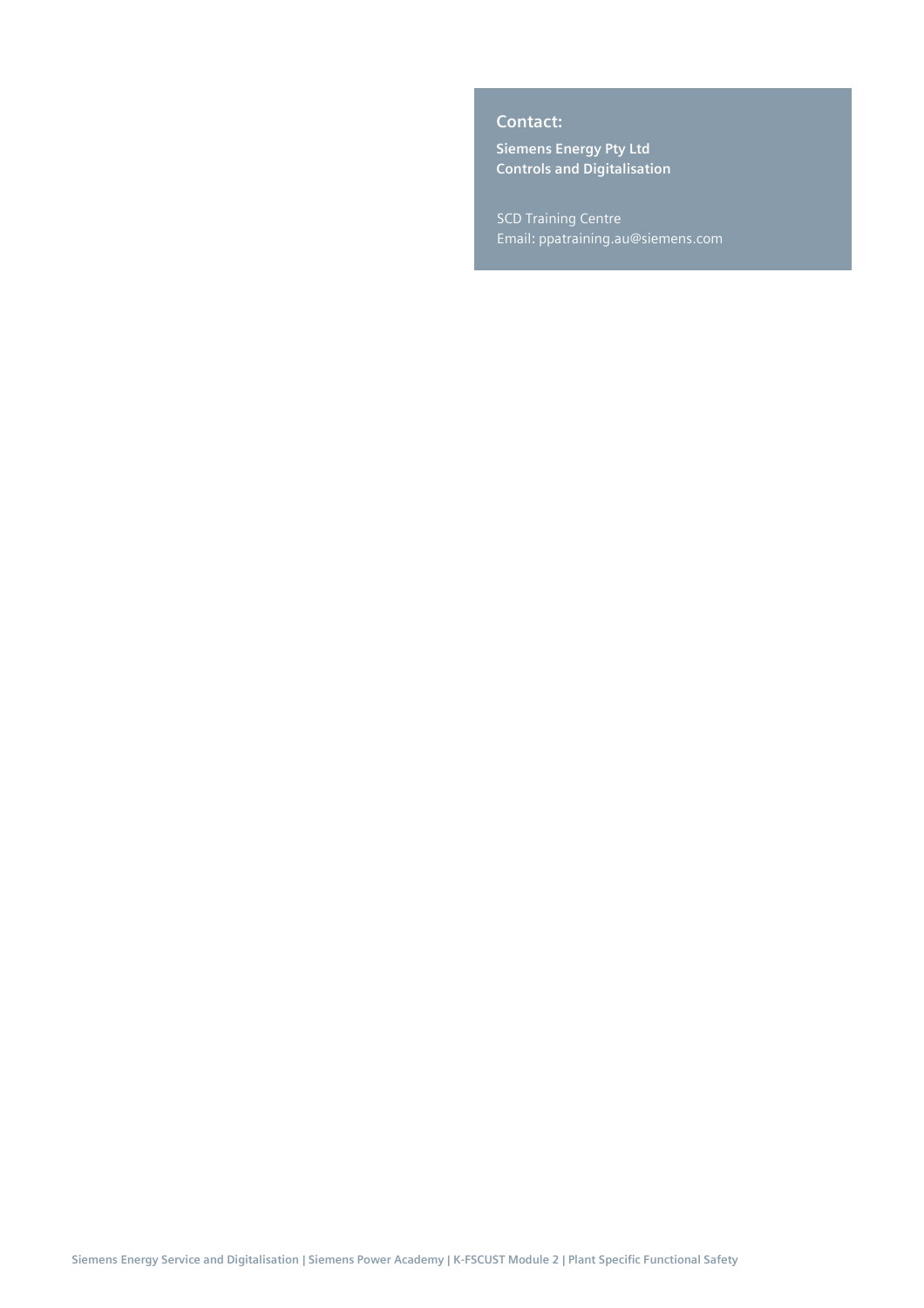**Contact:**

**Siemens Energy Pty Ltd**
**Controls and Digitalisation**

SCD Training Centre
Email: ppatraining.au@siemens.com